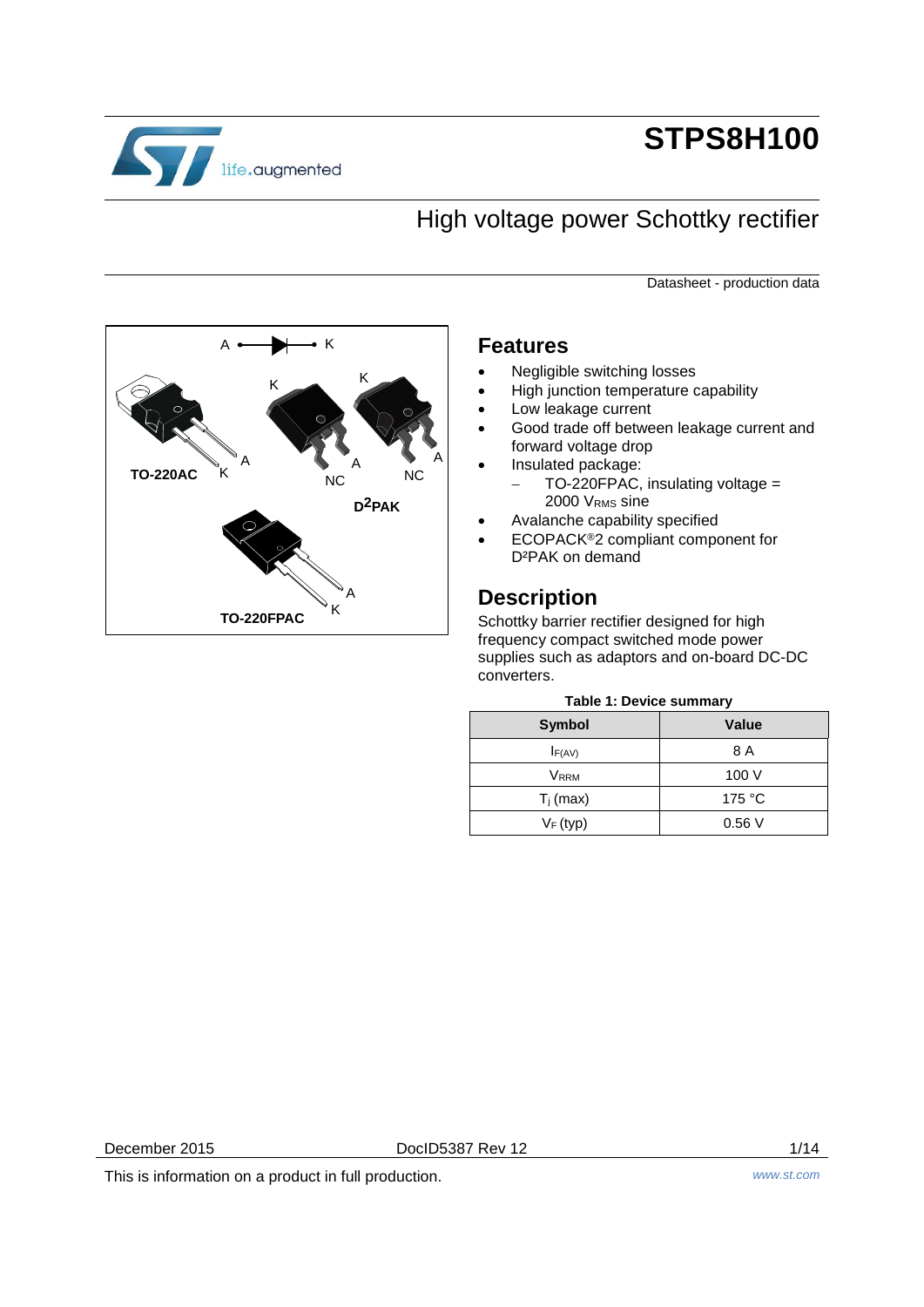# STPS8H100

## High voltage power Schottky rectifier

Datasheet - production data

A — K

TO-220AC

D²PAK

TO-220FPAC

## Features

- Negligible switching losses
- High junction temperature capability
- Low leakage current
- Good trade off between leakage current and forward voltage drop
- Insulated package:
  - TO-220FPAC, insulating voltage = 2000 $V_{RMS}$ sine
- Avalanche capability specified
- ECOPACK®2 compliant component for D²PAK on demand

## Description

Schottky barrier rectifier designed for high frequency compact switched mode power supplies such as adaptors and on-board DC-DC converters.

**Table 1: Device summary**

| Symbol | Value |
|---|---|
| $I_{F(AV)}$ | 8 A |
| $V_{RRM}$ | 100 V |
| $T_j$ (max) | 175 °C |
| $V_F$ (typ) | 0.56 V |

December 2015 DocID5387 Rev 12

This is information on a product in full production.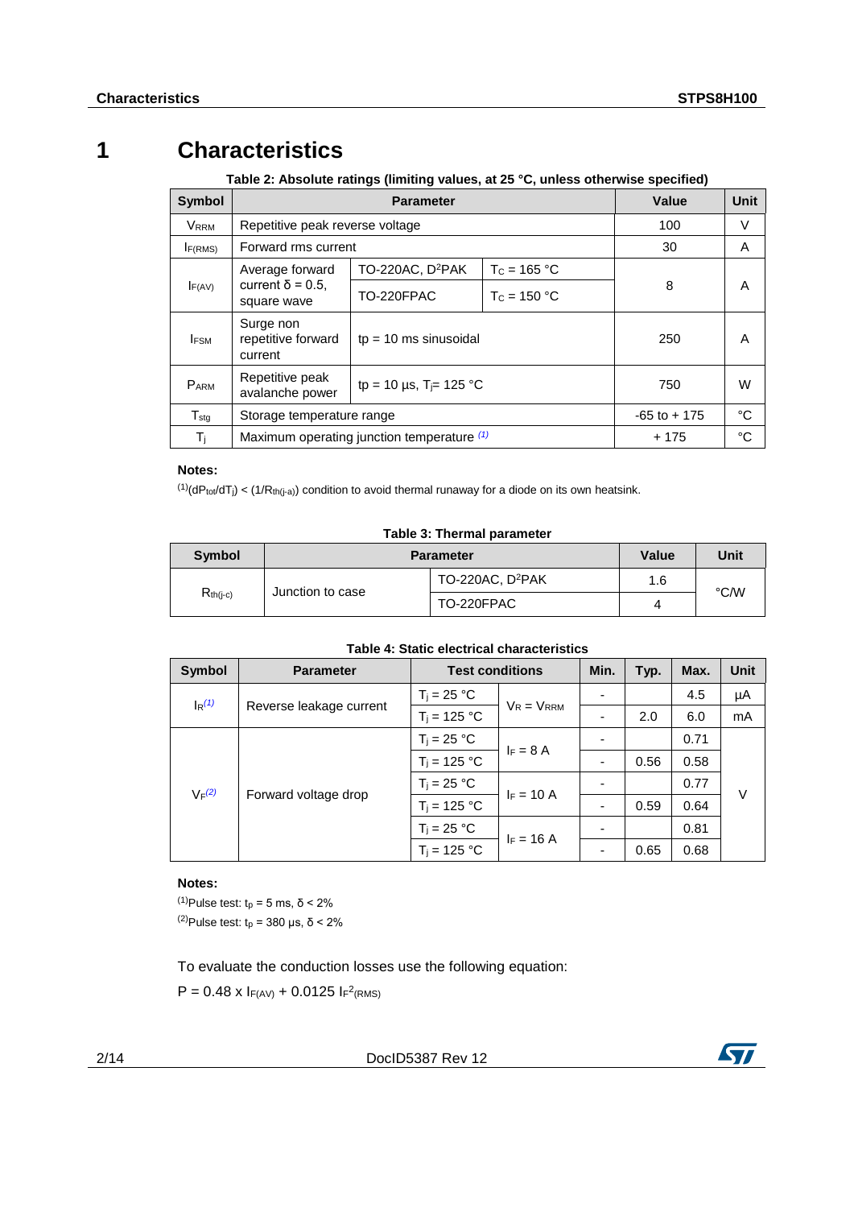# 1 Characteristics

**Table 2: Absolute ratings (limiting values, at 25 °C, unless otherwise specified)**

| Symbol | Parameter | | | Value | Unit |
|---|---|---|---|---|---|
| $V_{RRM}$ | Repetitive peak reverse voltage | | | 100 | V |
| $I_{F(RMS)}$ | Forward rms current | | | 30 | A |
| $I_{F(AV)}$ | Average forward current δ = 0.5, square wave | TO-220AC, D²PAK | $T_C$ = 165 °C | 8 | A |
| | | TO-220FPAC | $T_C$ = 150 °C | | |
| $I_{FSM}$ | Surge non repetitive forward current | tp = 10 ms sinusoidal | | 250 | A |
| $P_{ARM}$ | Repetitive peak avalanche power | tp = 10 µs, $T_j$= 125 °C | | 750 | W |
| $T_{stg}$ | Storage temperature range | | | -65 to + 175 | °C |
| $T_j$ | Maximum operating junction temperature (1) | | | + 175 | °C |

**Notes:**

(1)$(dP_{tot}/dT_j) < (1/R_{th(j-a)})$ condition to avoid thermal runaway for a diode on its own heatsink.

**Table 3: Thermal parameter**

| Symbol | Parameter | | Value | Unit |
|---|---|---|---|---|
| $R_{th(j-c)}$ | Junction to case | TO-220AC, D²PAK | 1.6 | °C/W |
| | | TO-220FPAC | 4 | |

**Table 4: Static electrical characteristics**

| Symbol | Parameter | Test conditions | | Min. | Typ. | Max. | Unit |
|---|---|---|---|---|---|---|---|
| $I_R$(1) | Reverse leakage current | $T_j$ = 25 °C | $V_R = V_{RRM}$ | - | | 4.5 | µA |
| | | $T_j$ = 125 °C | | - | 2.0 | 6.0 | mA |
| $V_F$(2) | Forward voltage drop | $T_j$ = 25 °C | $I_F$ = 8 A | - | | 0.71 | V |
| | | $T_j$ = 125 °C | | - | 0.56 | 0.58 | |
| | | $T_j$ = 25 °C | $I_F$ = 10 A | - | | 0.77 | |
| | | $T_j$ = 125 °C | | - | 0.59 | 0.64 | |
| | | $T_j$ = 25 °C | $I_F$ = 16 A | - | | 0.81 | |
| | | $T_j$ = 125 °C | | - | 0.65 | 0.68 | |

**Notes:**

(1)Pulse test: $t_p$ = 5 ms, δ < 2%

(2)Pulse test: $t_p$ = 380 µs, δ < 2%

To evaluate the conduction losses use the following equation:

$P = 0.48 \times I_{F(AV)} + 0.0125\ I_{F}^{2}{}_{(RMS)}$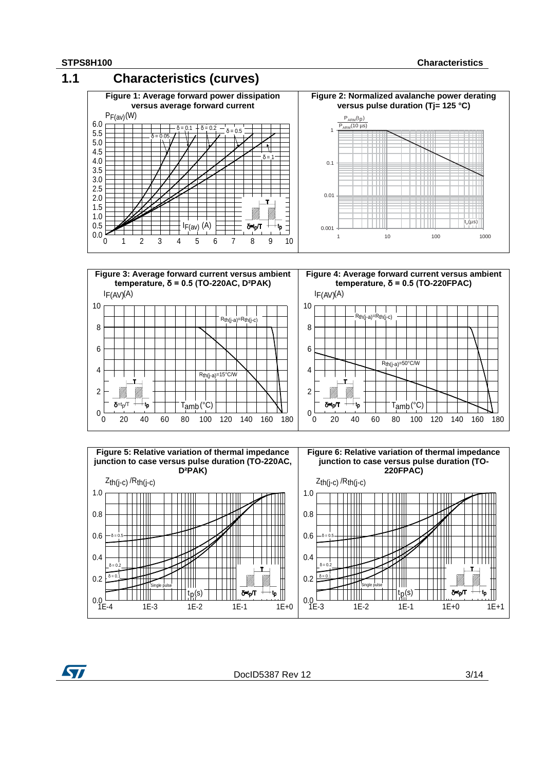## 1.1 Characteristics (curves)

**Figure 1: Average forward power dissipation versus average forward current**

**Figure 2: Normalized avalanche power derating versus pulse duration (Tj= 125 °C)**

**Figure 3: Average forward current versus ambient temperature, δ = 0.5 (TO-220AC, D²PAK)**

**Figure 4: Average forward current versus ambient temperature, δ = 0.5 (TO-220FPAC)**

**Figure 5: Relative variation of thermal impedance junction to case versus pulse duration (TO-220AC, D²PAK)**

**Figure 6: Relative variation of thermal impedance junction to case versus pulse duration (TO-220FPAC)**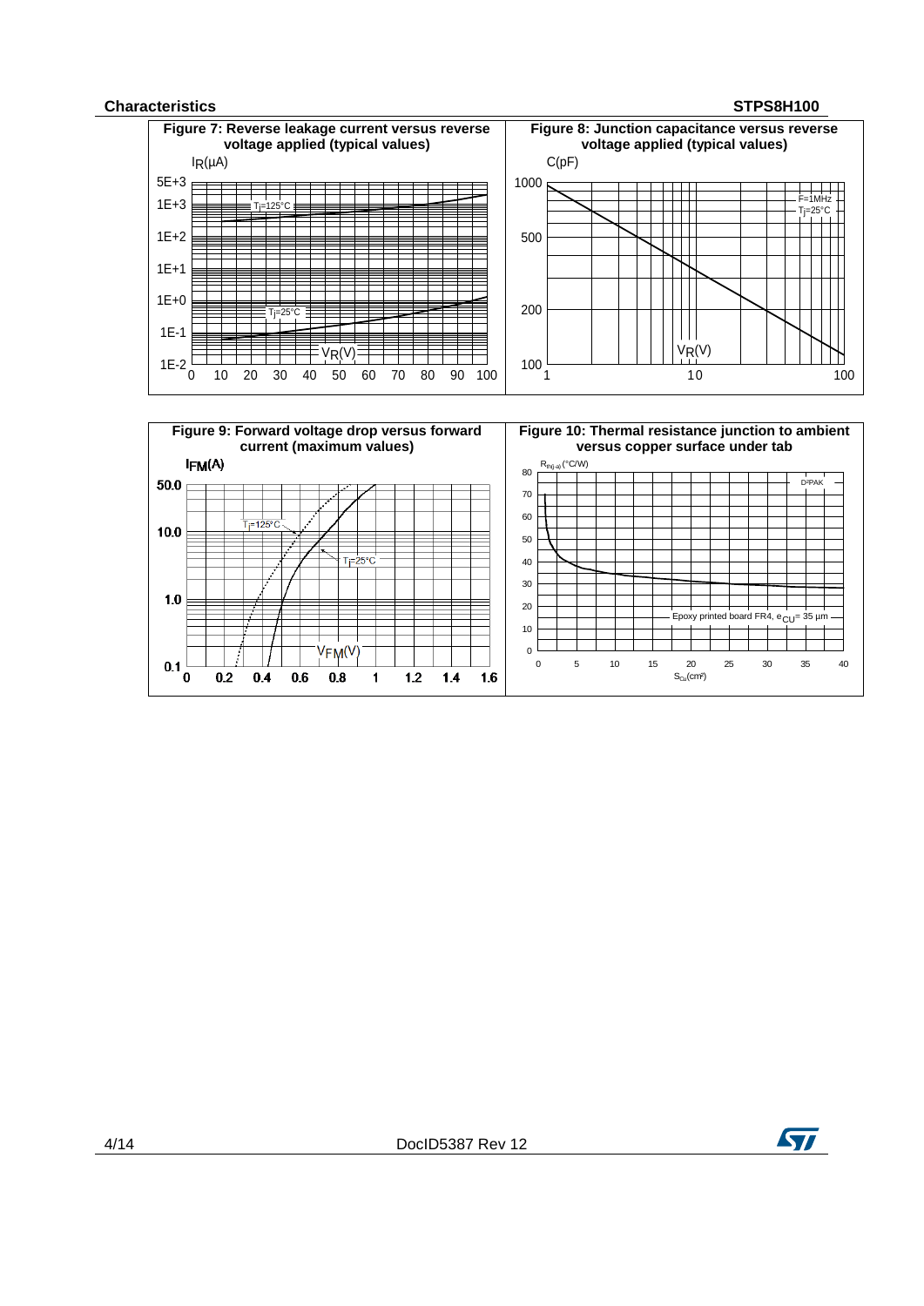**Figure 7: Reverse leakage current versus reverse voltage applied (typical values)**

**Figure 8: Junction capacitance versus reverse voltage applied (typical values)**

**Figure 9: Forward voltage drop versus forward current (maximum values)**

**Figure 10: Thermal resistance junction to ambient versus copper surface under tab**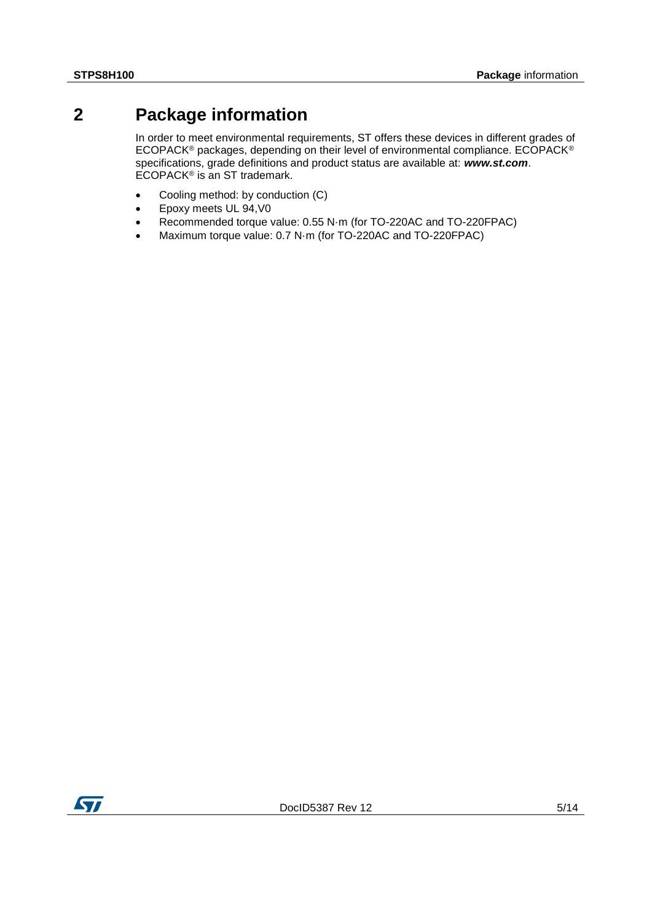# 2 Package information

In order to meet environmental requirements, ST offers these devices in different grades of ECOPACK® packages, depending on their level of environmental compliance. ECOPACK® specifications, grade definitions and product status are available at: ***www.st.com***. ECOPACK® is an ST trademark.

- Cooling method: by conduction (C)
- Epoxy meets UL 94,V0
- Recommended torque value: 0.55 N·m (for TO-220AC and TO-220FPAC)
- Maximum torque value: 0.7 N·m (for TO-220AC and TO-220FPAC)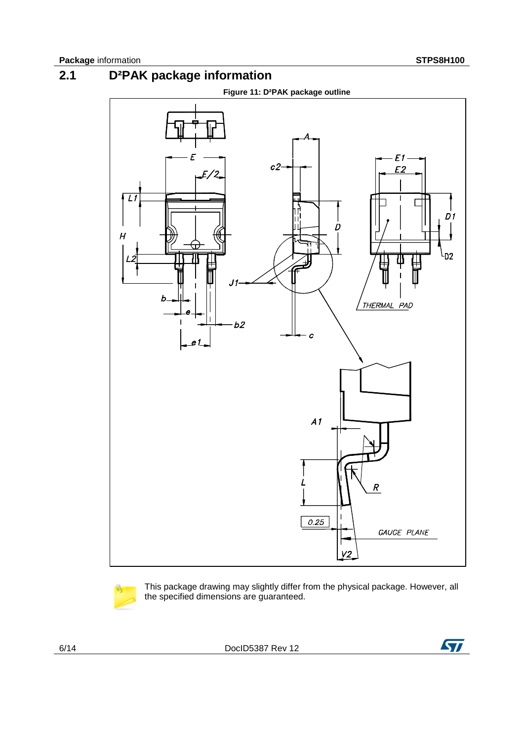## 2.1 D²PAK package information

Figure 11: D²PAK package outline

This package drawing may slightly differ from the physical package. However, all the specified dimensions are guaranteed.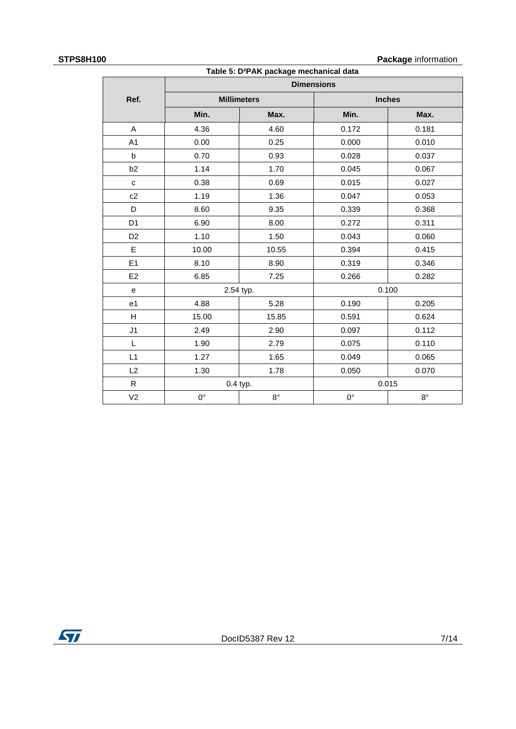Table 5: D²PAK package mechanical data

| Ref. | Dimensions | | | |
|---|---|---|---|---|
| | Millimeters | | Inches | |
| | Min. | Max. | Min. | Max. |
| A | 4.36 | 4.60 | 0.172 | 0.181 |
| A1 | 0.00 | 0.25 | 0.000 | 0.010 |
| b | 0.70 | 0.93 | 0.028 | 0.037 |
| b2 | 1.14 | 1.70 | 0.045 | 0.067 |
| c | 0.38 | 0.69 | 0.015 | 0.027 |
| c2 | 1.19 | 1.36 | 0.047 | 0.053 |
| D | 8.60 | 9.35 | 0.339 | 0.368 |
| D1 | 6.90 | 8.00 | 0.272 | 0.311 |
| D2 | 1.10 | 1.50 | 0.043 | 0.060 |
| E | 10.00 | 10.55 | 0.394 | 0.415 |
| E1 | 8.10 | 8.90 | 0.319 | 0.346 |
| E2 | 6.85 | 7.25 | 0.266 | 0.282 |
| e | 2.54 typ. | | 0.100 | |
| e1 | 4.88 | 5.28 | 0.190 | 0.205 |
| H | 15.00 | 15.85 | 0.591 | 0.624 |
| J1 | 2.49 | 2.90 | 0.097 | 0.112 |
| L | 1.90 | 2.79 | 0.075 | 0.110 |
| L1 | 1.27 | 1.65 | 0.049 | 0.065 |
| L2 | 1.30 | 1.78 | 0.050 | 0.070 |
| R | 0.4 typ. | | 0.015 | |
| V2 | 0° | 8° | 0° | 8° |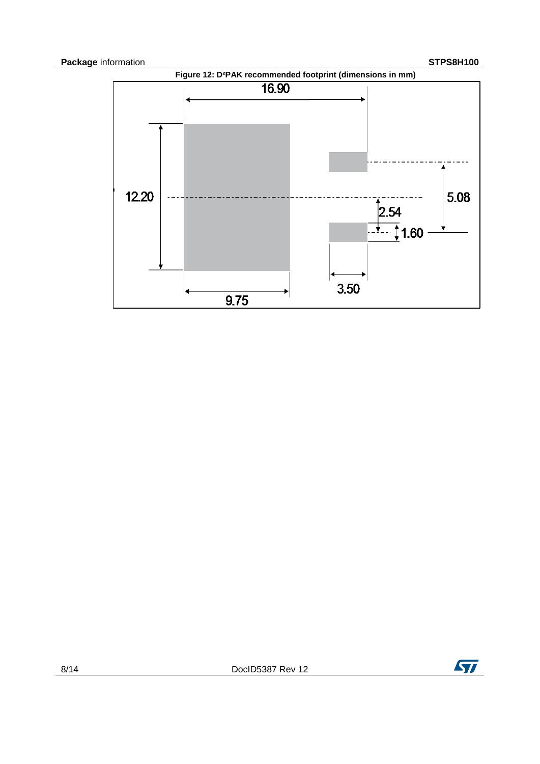Figure 12: D²PAK recommended footprint (dimensions in mm)

16.90

12.20

5.08

2.54

1.60

3.50

9.75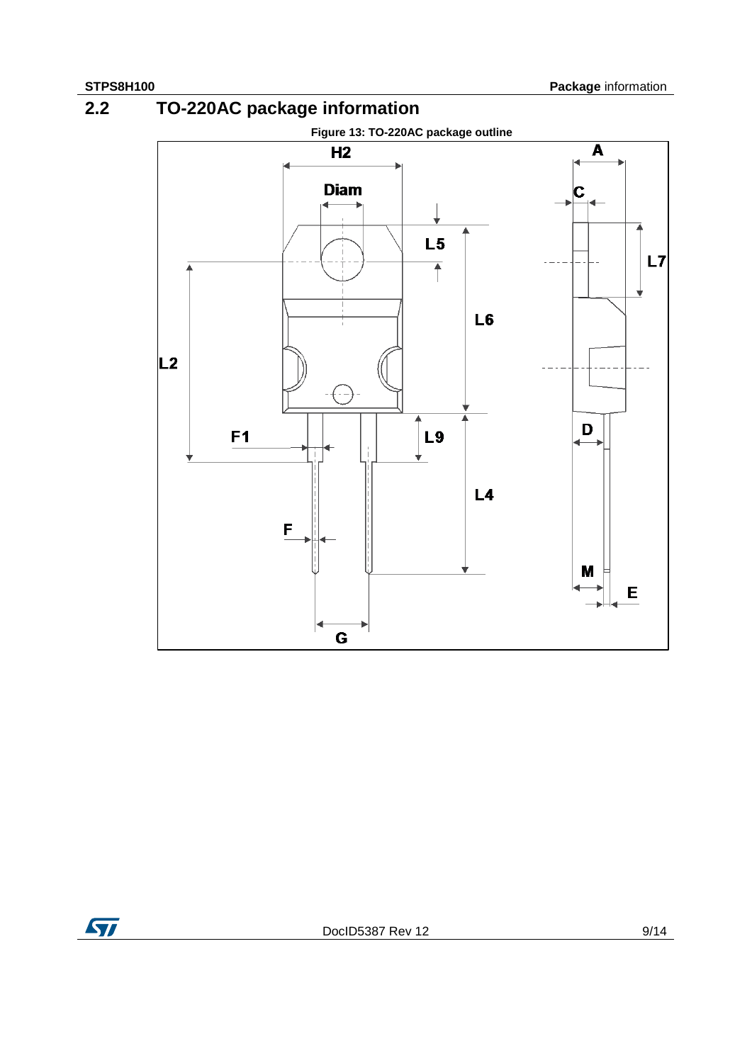## 2.2 TO-220AC package information

Figure 13: TO-220AC package outline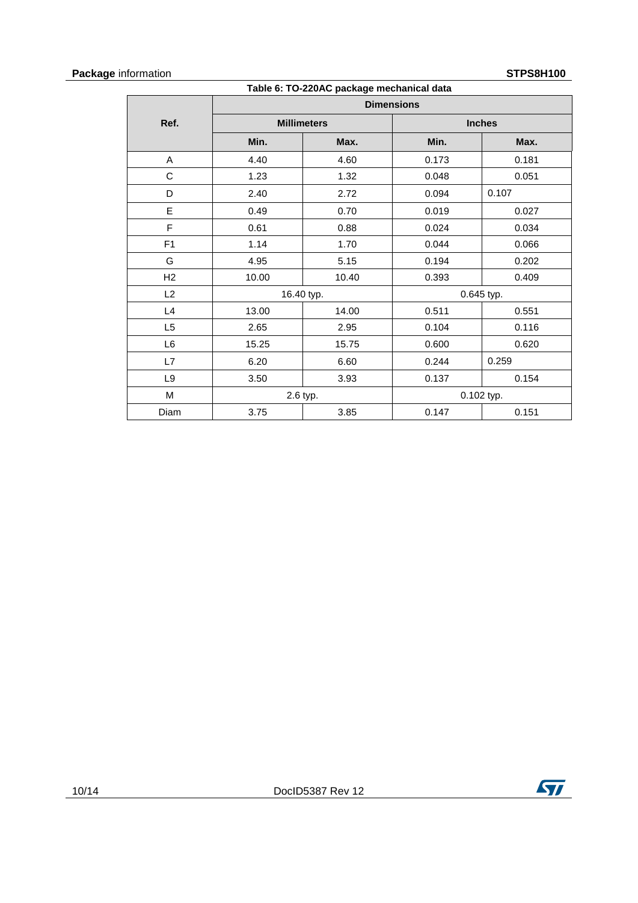Table 6: TO-220AC package mechanical data

| Ref. | Dimensions | | | |
|---|---|---|---|---|
| | Millimeters | | Inches | |
| | Min. | Max. | Min. | Max. |
| A | 4.40 | 4.60 | 0.173 | 0.181 |
| C | 1.23 | 1.32 | 0.048 | 0.051 |
| D | 2.40 | 2.72 | 0.094 | 0.107 |
| E | 0.49 | 0.70 | 0.019 | 0.027 |
| F | 0.61 | 0.88 | 0.024 | 0.034 |
| F1 | 1.14 | 1.70 | 0.044 | 0.066 |
| G | 4.95 | 5.15 | 0.194 | 0.202 |
| H2 | 10.00 | 10.40 | 0.393 | 0.409 |
| L2 | 16.40 typ. | | 0.645 typ. | |
| L4 | 13.00 | 14.00 | 0.511 | 0.551 |
| L5 | 2.65 | 2.95 | 0.104 | 0.116 |
| L6 | 15.25 | 15.75 | 0.600 | 0.620 |
| L7 | 6.20 | 6.60 | 0.244 | 0.259 |
| L9 | 3.50 | 3.93 | 0.137 | 0.154 |
| M | 2.6 typ. | | 0.102 typ. | |
| Diam | 3.75 | 3.85 | 0.147 | 0.151 |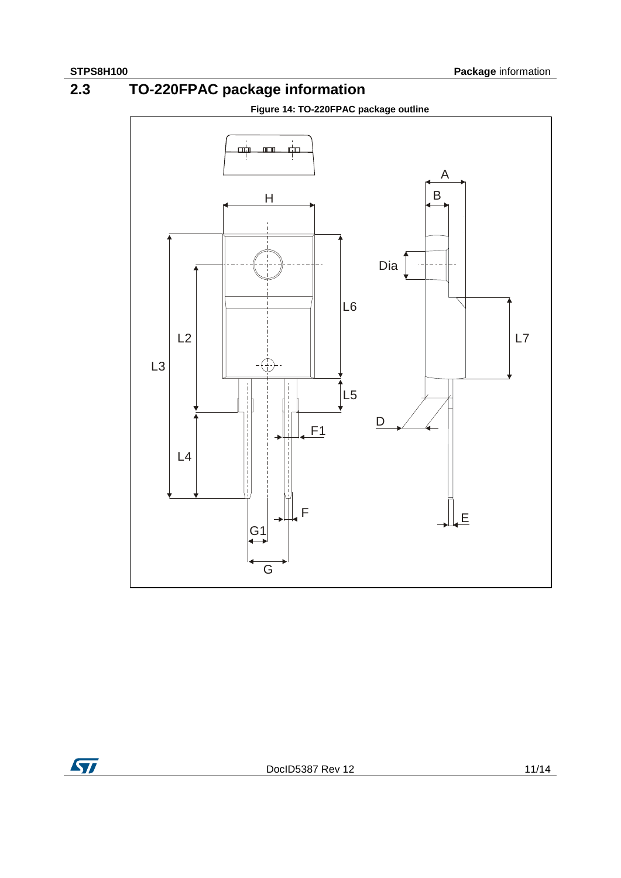## 2.3 TO-220FPAC package information

**Figure 14: TO-220FPAC package outline**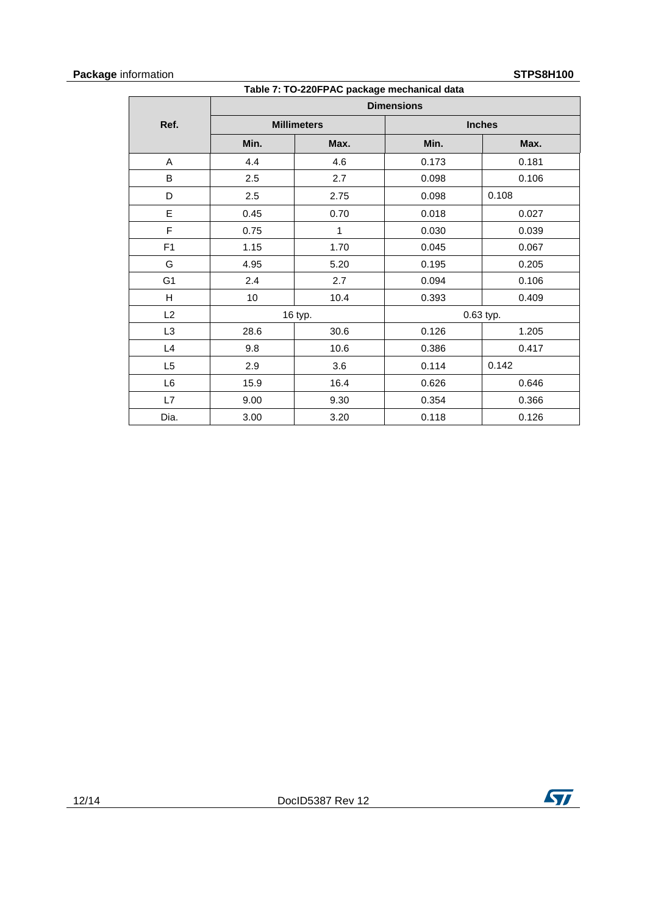Table 7: TO-220FPAC package mechanical data

| Ref. | Dimensions | | | |
|---|---|---|---|---|
| | Millimeters | | Inches | |
| | Min. | Max. | Min. | Max. |
| A | 4.4 | 4.6 | 0.173 | 0.181 |
| B | 2.5 | 2.7 | 0.098 | 0.106 |
| D | 2.5 | 2.75 | 0.098 | 0.108 |
| E | 0.45 | 0.70 | 0.018 | 0.027 |
| F | 0.75 | 1 | 0.030 | 0.039 |
| F1 | 1.15 | 1.70 | 0.045 | 0.067 |
| G | 4.95 | 5.20 | 0.195 | 0.205 |
| G1 | 2.4 | 2.7 | 0.094 | 0.106 |
| H | 10 | 10.4 | 0.393 | 0.409 |
| L2 | 16 typ. | | 0.63 typ. | |
| L3 | 28.6 | 30.6 | 0.126 | 1.205 |
| L4 | 9.8 | 10.6 | 0.386 | 0.417 |
| L5 | 2.9 | 3.6 | 0.114 | 0.142 |
| L6 | 15.9 | 16.4 | 0.626 | 0.646 |
| L7 | 9.00 | 9.30 | 0.354 | 0.366 |
| Dia. | 3.00 | 3.20 | 0.118 | 0.126 |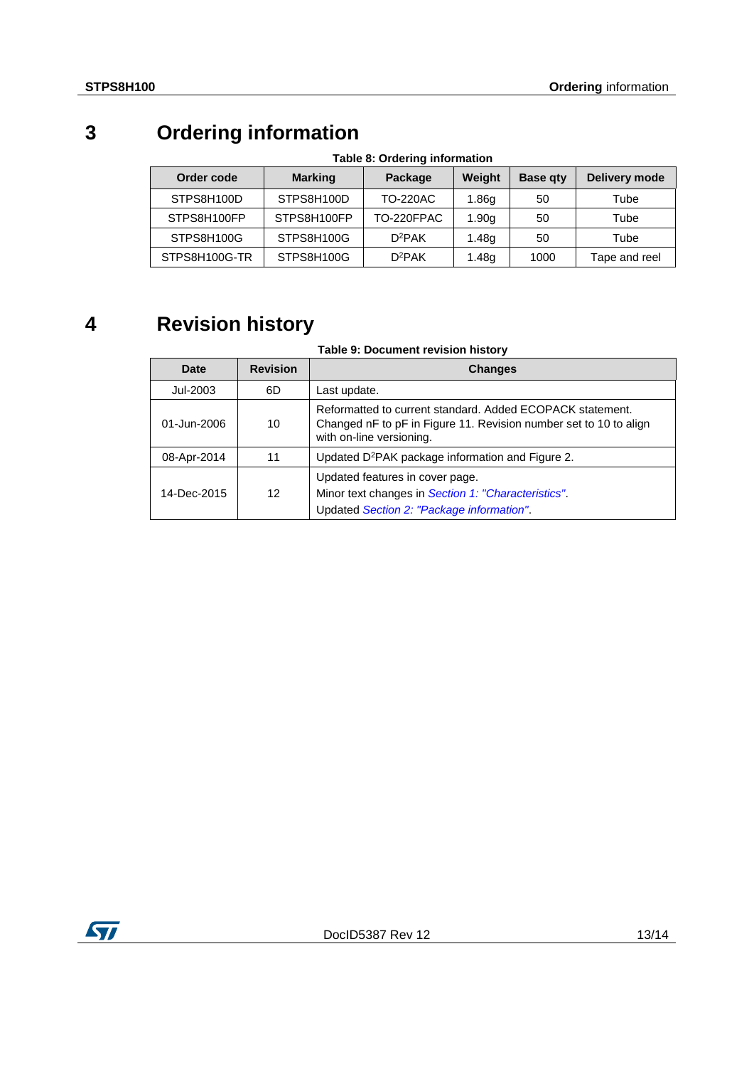# 3 Ordering information

**Table 8: Ordering information**

| Order code | Marking | Package | Weight | Base qty | Delivery mode |
|---|---|---|---|---|---|
| STPS8H100D | STPS8H100D | TO-220AC | 1.86g | 50 | Tube |
| STPS8H100FP | STPS8H100FP | TO-220FPAC | 1.90g | 50 | Tube |
| STPS8H100G | STPS8H100G | $D^2PAK$ | 1.48g | 50 | Tube |
| STPS8H100G-TR | STPS8H100G | $D^2PAK$ | 1.48g | 1000 | Tape and reel |

# 4 Revision history

**Table 9: Document revision history**

| Date | Revision | Changes |
|---|---|---|
| Jul-2003 | 6D | Last update. |
| 01-Jun-2006 | 10 | Reformatted to current standard. Added ECOPACK statement. Changed nF to pF in Figure 11. Revision number set to 10 to align with on-line versioning. |
| 08-Apr-2014 | 11 | Updated $D^2PAK$ package information and Figure 2. |
| 14-Dec-2015 | 12 | Updated features in cover page.<br>Minor text changes in *Section 1: "Characteristics"*.<br>Updated *Section 2: "Package information"*. |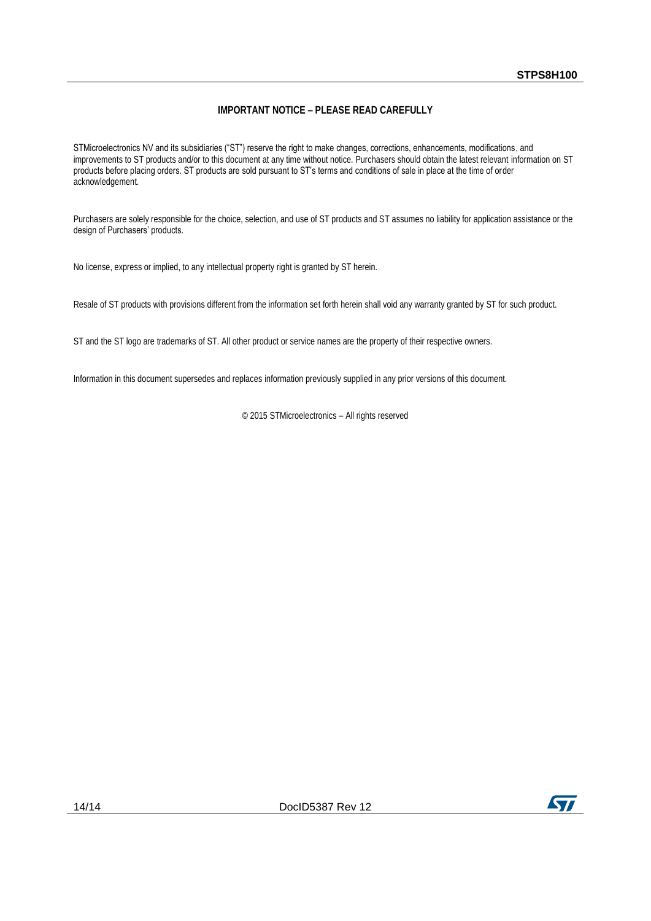**IMPORTANT NOTICE – PLEASE READ CAREFULLY**

STMicroelectronics NV and its subsidiaries ("ST") reserve the right to make changes, corrections, enhancements, modifications, and improvements to ST products and/or to this document at any time without notice. Purchasers should obtain the latest relevant information on ST products before placing orders. ST products are sold pursuant to ST's terms and conditions of sale in place at the time of order acknowledgement.

Purchasers are solely responsible for the choice, selection, and use of ST products and ST assumes no liability for application assistance or the design of Purchasers' products.

No license, express or implied, to any intellectual property right is granted by ST herein.

Resale of ST products with provisions different from the information set forth herein shall void any warranty granted by ST for such product.

ST and the ST logo are trademarks of ST. All other product or service names are the property of their respective owners.

Information in this document supersedes and replaces information previously supplied in any prior versions of this document.

© 2015 STMicroelectronics – All rights reserved